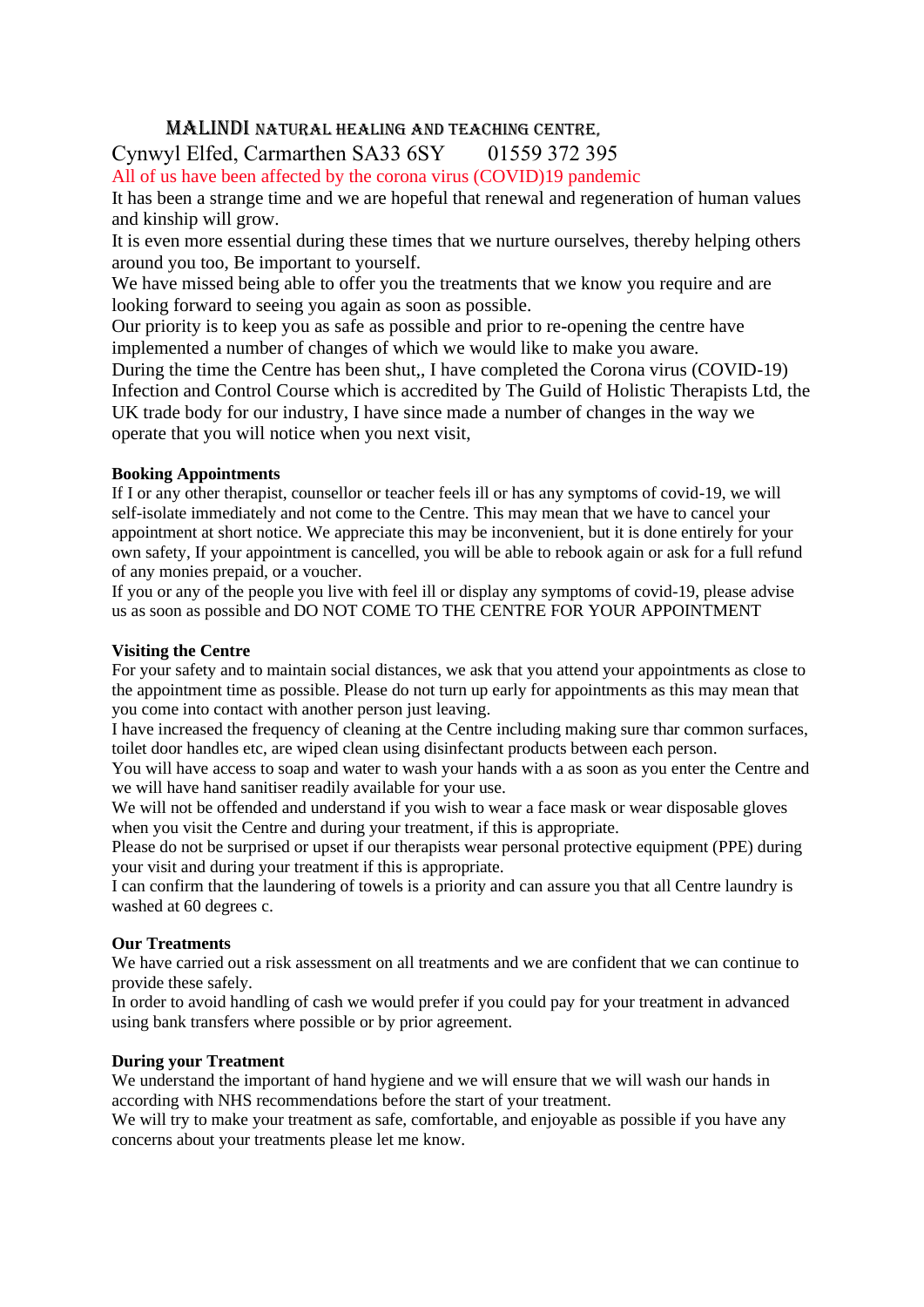# MALINDI NATURAL HEALING AND TEACHING CENTRE,

Cynwyl Elfed, Carmarthen SA33 6SY 01559 372 395

All of us have been affected by the corona virus (COVID)19 pandemic

It has been a strange time and we are hopeful that renewal and regeneration of human values and kinship will grow.

It is even more essential during these times that we nurture ourselves, thereby helping others around you too, Be important to yourself.

We have missed being able to offer you the treatments that we know you require and are looking forward to seeing you again as soon as possible.

Our priority is to keep you as safe as possible and prior to re-opening the centre have implemented a number of changes of which we would like to make you aware.

During the time the Centre has been shut,, I have completed the Corona virus (COVID-19) Infection and Control Course which is accredited by The Guild of Holistic Therapists Ltd, the UK trade body for our industry, I have since made a number of changes in the way we operate that you will notice when you next visit,

**Booking Appointments**

If I or any other therapist, counsellor or teacher feels ill or has any symptoms of covid-19, we will self-isolate immediately and not come to the Centre. This may mean that we have to cancel your appointment at short notice. We appreciate this may be inconvenient, but it is done entirely for your own safety, If your appointment is cancelled, you will be able to rebook again or ask for a full refund of any monies prepaid, or a voucher.

If you or any of the people you live with feel ill or display any symptoms of covid-19, please advise us as soon as possible and DO NOT COME TO THE CENTRE FOR YOUR APPOINTMENT

**Visiting the Centre**

For your safety and to maintain social distances, we ask that you attend your appointments as close to the appointment time as possible. Please do not turn up early for appointments as this may mean that you come into contact with another person just leaving.

I have increased the frequency of cleaning at the Centre including making sure thar common surfaces, toilet door handles etc, are wiped clean using disinfectant products between each person.

You will have access to soap and water to wash your hands with a as soon as you enter the Centre and we will have hand sanitiser readily available for your use.

We will not be offended and understand if you wish to wear a face mask or wear disposable gloves when you visit the Centre and during your treatment, if this is appropriate.

Please do not be surprised or upset if our therapists wear personal protective equipment (PPE) during your visit and during your treatment if this is appropriate.

I can confirm that the laundering of towels is a priority and can assure you that all Centre laundry is washed at 60 degrees c.

**Our Treatments**

We have carried out a risk assessment on all treatments and we are confident that we can continue to provide these safely.

In order to avoid handling of cash we would prefer if you could pay for your treatment in advanced using bank transfers where possible or by prior agreement.

**During your Treatment**

We understand the important of hand hygiene and we will ensure that we will wash our hands in according with NHS recommendations before the start of your treatment.

We will try to make your treatment as safe, comfortable, and enjoyable as possible if you have any concerns about your treatments please let me know.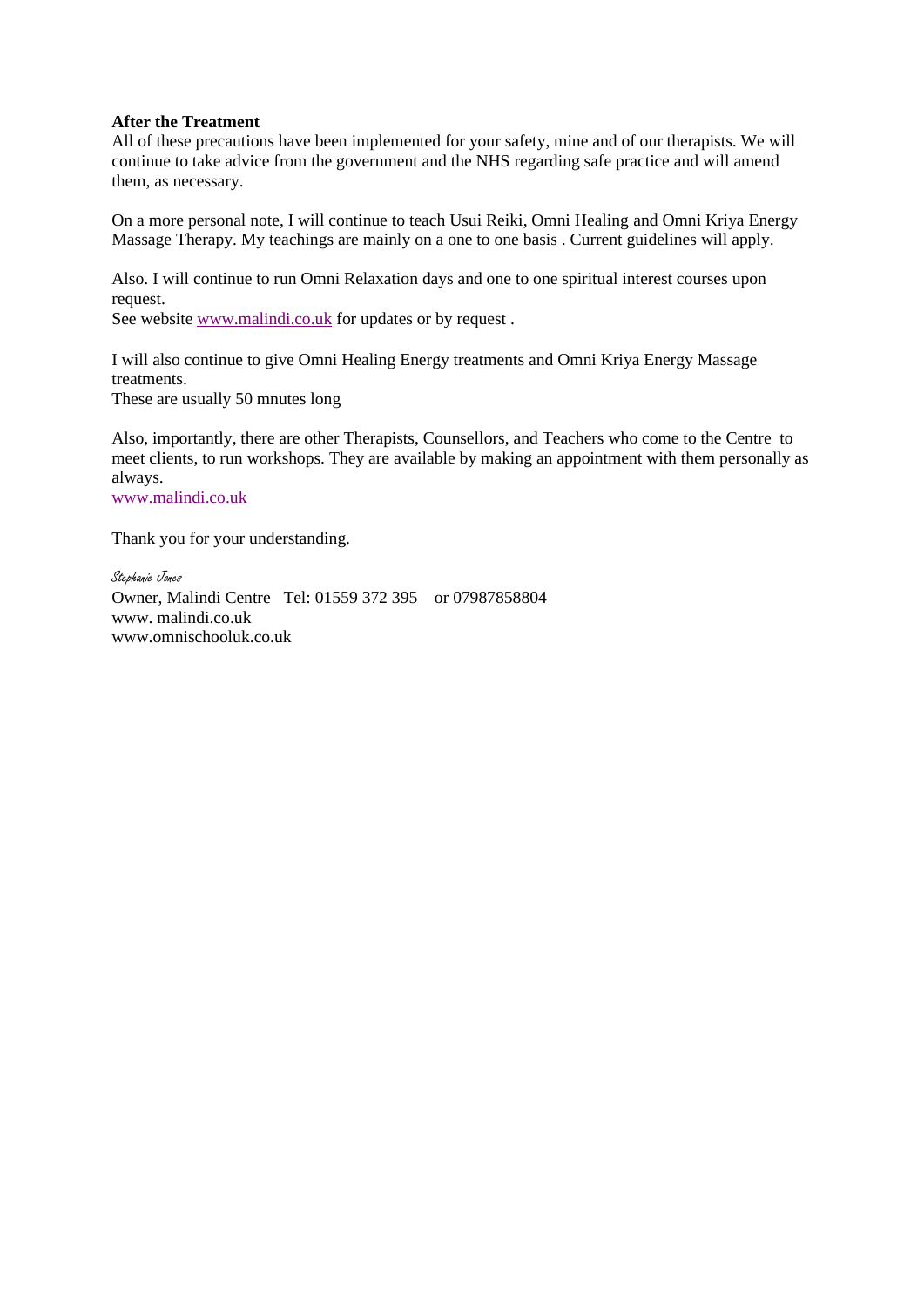**After the Treatment**

All of these precautions have been implemented for your safety, mine and of our therapists. We will continue to take advice from the government and the NHS regarding safe practice and will amend them, as necessary.

On a more personal note, I will continue to teach Usui Reiki, Omni Healing and Omni Kriya Energy Massage Therapy. My teachings are mainly on a one to one basis . Current guidelines will apply.

Also. I will continue to run Omni Relaxation days and one to one spiritual interest courses upon request.
See website www.malindi.co.uk for updates or by request .

I will also continue to give Omni Healing Energy treatments and Omni Kriya Energy Massage treatments.
These are usually 50 mnutes long

Also, importantly, there are other Therapists, Counsellors, and Teachers who come to the Centre to meet clients, to run workshops. They are available by making an appointment with them personally as always.
www.malindi.co.uk

Thank you for your understanding.

*Stephanie Jones*
Owner, Malindi Centre Tel: 01559 372 395 or 07987858804
www. malindi.co.uk
www.omnischooluk.co.uk